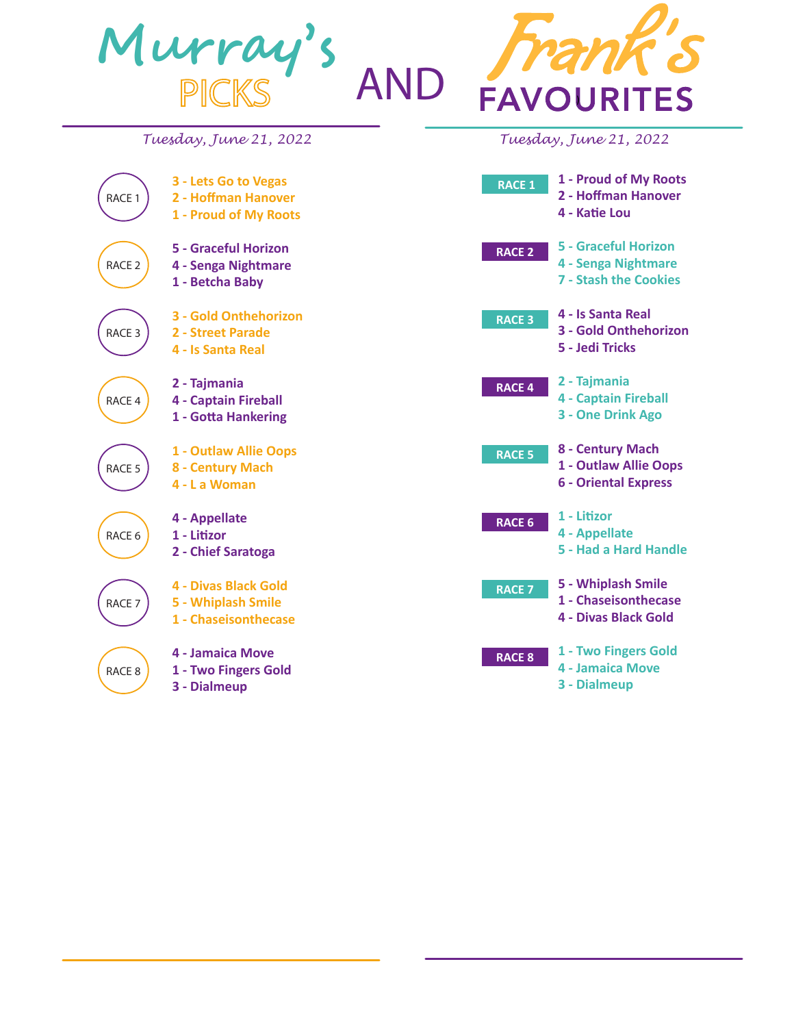# Murray's PICKS AND Frank's FAVOURITES

## Murray's Picks

*Tuesday, June 21, 2022*

**RACE 1**
- 3 - Lets Go to Vegas
- 2 - Hoffman Hanover
- 1 - Proud of My Roots

**RACE 2**
- 5 - Graceful Horizon
- 4 - Senga Nightmare
- 1 - Betcha Baby

**RACE 3**
- 3 - Gold Onthehorizon
- 2 - Street Parade
- 4 - Is Santa Real

**RACE 4**
- 2 - Tajmania
- 4 - Captain Fireball
- 1 - Gotta Hankering

**RACE 5**
- 1 - Outlaw Allie Oops
- 8 - Century Mach
- 4 - L a Woman

**RACE 6**
- 4 - Appellate
- 1 - Litizor
- 2 - Chief Saratoga

**RACE 7**
- 4 - Divas Black Gold
- 5 - Whiplash Smile
- 1 - Chaseisonthecase

**RACE 8**
- 4 - Jamaica Move
- 1 - Two Fingers Gold
- 3 - Dialmeup

## Frank's Favourites

*Tuesday, June 21, 2022*

**RACE 1**
- 1 - Proud of My Roots
- 2 - Hoffman Hanover
- 4 - Katie Lou

**RACE 2**
- 5 - Graceful Horizon
- 4 - Senga Nightmare
- 7 - Stash the Cookies

**RACE 3**
- 4 - Is Santa Real
- 3 - Gold Onthehorizon
- 5 - Jedi Tricks

**RACE 4**
- 2 - Tajmania
- 4 - Captain Fireball
- 3 - One Drink Ago

**RACE 5**
- 8 - Century Mach
- 1 - Outlaw Allie Oops
- 6 - Oriental Express

**RACE 6**
- 1 - Litizor
- 4 - Appellate
- 5 - Had a Hard Handle

**RACE 7**
- 5 - Whiplash Smile
- 1 - Chaseisonthecase
- 4 - Divas Black Gold

**RACE 8**
- 1 - Two Fingers Gold
- 4 - Jamaica Move
- 3 - Dialmeup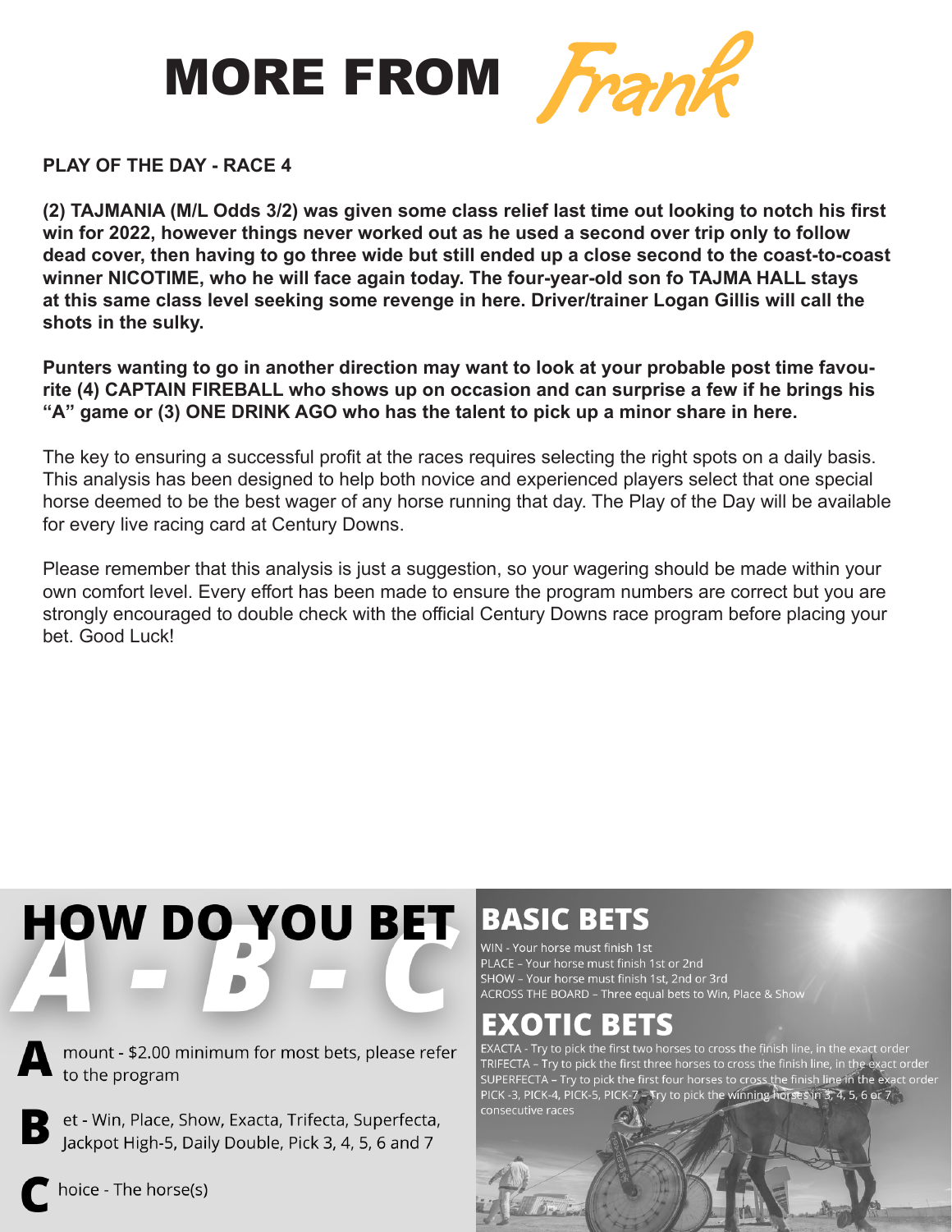# MORE FROM *Frank*

**PLAY OF THE DAY - RACE 4**

**(2) TAJMANIA (M/L Odds 3/2) was given some class relief last time out looking to notch his first win for 2022, however things never worked out as he used a second over trip only to follow dead cover, then having to go three wide but still ended up a close second to the coast-to-coast winner NICOTIME, who he will face again today. The four-year-old son fo TAJMA HALL stays at this same class level seeking some revenge in here. Driver/trainer Logan Gillis will call the shots in the sulky.**

**Punters wanting to go in another direction may want to look at your probable post time favourite (4) CAPTAIN FIREBALL who shows up on occasion and can surprise a few if he brings his "A" game or (3) ONE DRINK AGO who has the talent to pick up a minor share in here.**

The key to ensuring a successful profit at the races requires selecting the right spots on a daily basis. This analysis has been designed to help both novice and experienced players select that one special horse deemed to be the best wager of any horse running that day. The Play of the Day will be available for every live racing card at Century Downs.

Please remember that this analysis is just a suggestion, so your wagering should be made within your own comfort level. Every effort has been made to ensure the program numbers are correct but you are strongly encouraged to double check with the official Century Downs race program before placing your bet. Good Luck!

## HOW DO YOU BET A - B - C

**A**mount - $2.00 minimum for most bets, please refer to the program

**B**et - Win, Place, Show, Exacta, Trifecta, Superfecta, Jackpot High-5, Daily Double, Pick 3, 4, 5, 6 and 7

**C**hoice - The horse(s)

## BASIC BETS

WIN - Your horse must finish 1st
PLACE – Your horse must finish 1st or 2nd
SHOW – Your horse must finish 1st, 2nd or 3rd
ACROSS THE BOARD – Three equal bets to Win, Place & Show

## EXOTIC BETS

EXACTA - Try to pick the first two horses to cross the finish line, in the exact order
TRIFECTA – Try to pick the first three horses to cross the finish line, in the exact order
SUPERFECTA – Try to pick the first four horses to cross the finish line in the exact order
PICK -3, PICK-4, PICK-5, PICK-7 – Try to pick the winning horses in 3, 4, 5, 6 or 7 consecutive races